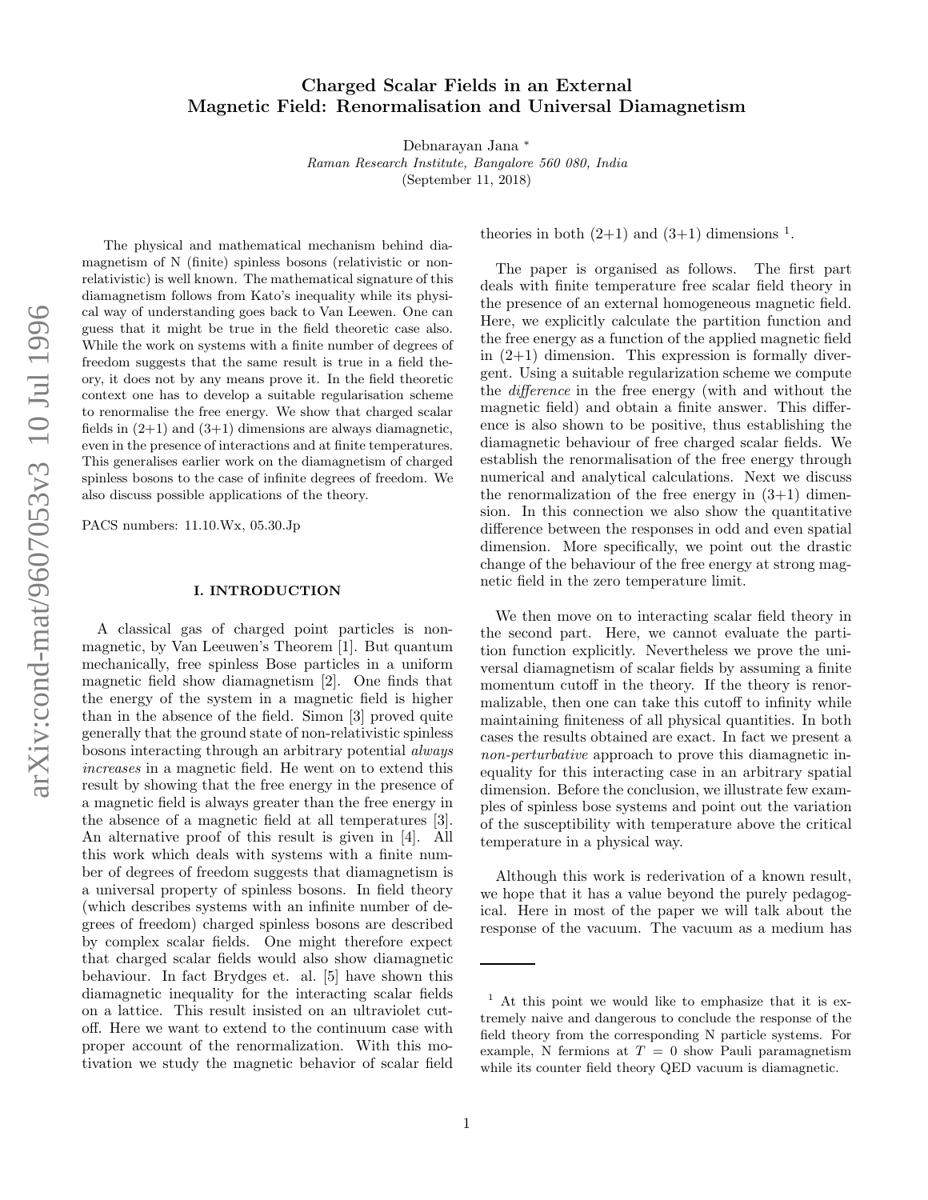# Charged Scalar Fields in an External Magnetic Field: Renormalisation and Universal Diamagnetism

Debnarayan Jana *

*Raman Research Institute, Bangalore 560 080, India*

(September 11, 2018)

The physical and mathematical mechanism behind diamagnetism of N (finite) spinless bosons (relativistic or non-relativistic) is well known. The mathematical signature of this diamagnetism follows from Kato's inequality while its physical way of understanding goes back to Van Leewen. One can guess that it might be true in the field theoretic case also. While the work on systems with a finite number of degrees of freedom suggests that the same result is true in a field theory, it does not by any means prove it. In the field theoretic context one has to develop a suitable regularisation scheme to renormalise the free energy. We show that charged scalar fields in (2+1) and (3+1) dimensions are always diamagnetic, even in the presence of interactions and at finite temperatures. This generalises earlier work on the diamagnetism of charged spinless bosons to the case of infinite degrees of freedom. We also discuss possible applications of the theory.

PACS numbers: 11.10.Wx, 05.30.Jp

## I. INTRODUCTION

A classical gas of charged point particles is non-magnetic, by Van Leeuwen's Theorem [1]. But quantum mechanically, free spinless Bose particles in a uniform magnetic field show diamagnetism [2]. One finds that the energy of the system in a magnetic field is higher than in the absence of the field. Simon [3] proved quite generally that the ground state of non-relativistic spinless bosons interacting through an arbitrary potential *always increases* in a magnetic field. He went on to extend this result by showing that the free energy in the presence of a magnetic field is always greater than the free energy in the absence of a magnetic field at all temperatures [3]. An alternative proof of this result is given in [4]. All this work which deals with systems with a finite number of degrees of freedom suggests that diamagnetism is a universal property of spinless bosons. In field theory (which describes systems with an infinite number of degrees of freedom) charged spinless bosons are described by complex scalar fields. One might therefore expect that charged scalar fields would also show diamagnetic behaviour. In fact Brydges et. al. [5] have shown this diamagnetic inequality for the interacting scalar fields on a lattice. This result insisted on an ultraviolet cutoff. Here we want to extend to the continuum case with proper account of the renormalization. With this motivation we study the magnetic behavior of scalar field theories in both (2+1) and (3+1) dimensions [1].

The paper is organised as follows. The first part deals with finite temperature free scalar field theory in the presence of an external homogeneous magnetic field. Here, we explicitly calculate the partition function and the free energy as a function of the applied magnetic field in (2+1) dimension. This expression is formally divergent. Using a suitable regularization scheme we compute the *difference* in the free energy (with and without the magnetic field) and obtain a finite answer. This difference is also shown to be positive, thus establishing the diamagnetic behaviour of free charged scalar fields. We establish the renormalisation of the free energy through numerical and analytical calculations. Next we discuss the renormalization of the free energy in (3+1) dimension. In this connection we also show the quantitative difference between the responses in odd and even spatial dimension. More specifically, we point out the drastic change of the behaviour of the free energy at strong magnetic field in the zero temperature limit.

We then move on to interacting scalar field theory in the second part. Here, we cannot evaluate the partition function explicitly. Nevertheless we prove the universal diamagnetism of scalar fields by assuming a finite momentum cutoff in the theory. If the theory is renormalizable, then one can take this cutoff to infinity while maintaining finiteness of all physical quantities. In both cases the results obtained are exact. In fact we present a *non-perturbative* approach to prove this diamagnetic inequality for this interacting case in an arbitrary spatial dimension. Before the conclusion, we illustrate few examples of spinless bose systems and point out the variation of the susceptibility with temperature above the critical temperature in a physical way.

Although this work is rederivation of a known result, we hope that it has a value beyond the purely pedagogical. Here in most of the paper we will talk about the response of the vacuum. The vacuum as a medium has

---

[1] At this point we would like to emphasize that it is extremely naive and dangerous to conclude the response of the field theory from the corresponding N particle systems. For example, N fermions at $T = 0$ show Pauli paramagnetism while its counter field theory QED vacuum is diamagnetic.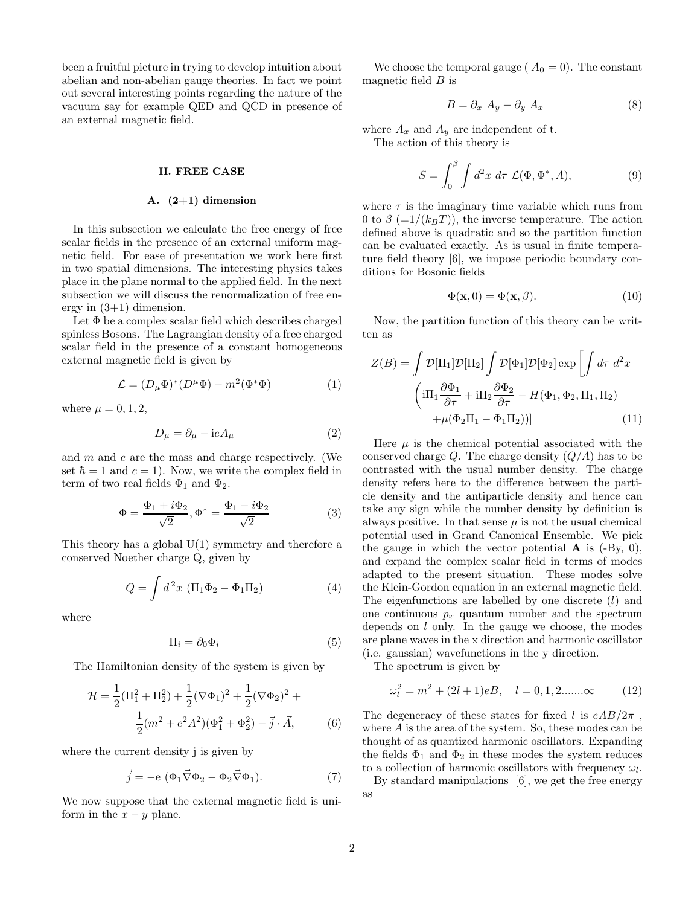been a fruitful picture in trying to develop intuition about abelian and non-abelian gauge theories. In fact we point out several interesting points regarding the nature of the vacuum say for example QED and QCD in presence of an external magnetic field.

## II. FREE CASE

### A. (2+1) dimension

In this subsection we calculate the free energy of free scalar fields in the presence of an external uniform magnetic field. For ease of presentation we work here first in two spatial dimensions. The interesting physics takes place in the plane normal to the applied field. In the next subsection we will discuss the renormalization of free energy in (3+1) dimension.

Let $\Phi$ be a complex scalar field which describes charged spinless Bosons. The Lagrangian density of a free charged scalar field in the presence of a constant homogeneous external magnetic field is given by

$$\mathcal{L} = (D_\mu \Phi)^*(D^\mu \Phi) - m^2(\Phi^* \Phi) \tag{1}$$

where $\mu = 0, 1, 2,$

$$D_\mu = \partial_\mu - \mathrm{i}eA_\mu \tag{2}$$

and $m$ and $e$ are the mass and charge respectively. (We set $\hbar = 1$ and $c = 1$). Now, we write the complex field in term of two real fields $\Phi_1$ and $\Phi_2$.

$$\Phi = \frac{\Phi_1 + i\Phi_2}{\sqrt{2}}, \Phi^* = \frac{\Phi_1 - i\Phi_2}{\sqrt{2}} \tag{3}$$

This theory has a global U(1) symmetry and therefore a conserved Noether charge Q, given by

$$Q = \int d^{\,2}x \; (\Pi_1 \Phi_2 - \Phi_1 \Pi_2) \tag{4}$$

where

$$\Pi_i = \partial_0 \Phi_i \tag{5}$$

The Hamiltonian density of the system is given by

$$\mathcal{H} = \frac{1}{2}(\Pi_1^2 + \Pi_2^2) + \frac{1}{2}(\nabla\Phi_1)^2 + \frac{1}{2}(\nabla\Phi_2)^2 + \frac{1}{2}(m^2 + e^2A^2)(\Phi_1^2 + \Phi_2^2) - \vec{j}\cdot\vec{A}, \tag{6}$$

where the current density j is given by

$$\vec{j} = -\mathrm{e}\;(\Phi_1 \vec{\nabla}\Phi_2 - \Phi_2 \vec{\nabla}\Phi_1). \tag{7}$$

We now suppose that the external magnetic field is uniform in the $x - y$ plane.

We choose the temporal gauge ( $A_0 = 0$). The constant magnetic field $B$ is

$$B = \partial_x \; A_y - \partial_y \; A_x \tag{8}$$

where $A_x$ and $A_y$ are independent of t.

The action of this theory is

$$S = \int_0^\beta \int d^2x \; d\tau \; \mathcal{L}(\Phi, \Phi^*, A), \tag{9}$$

where $\tau$ is the imaginary time variable which runs from 0 to $\beta$ ($=1/(k_BT)$), the inverse temperature. The action defined above is quadratic and so the partition function can be evaluated exactly. As is usual in finite temperature field theory [6], we impose periodic boundary conditions for Bosonic fields

$$\Phi(\mathbf{x}, 0) = \Phi(\mathbf{x}, \beta). \tag{10}$$

Now, the partition function of this theory can be written as

$$Z(B) = \int \mathcal{D}[\Pi_1]\mathcal{D}[\Pi_2] \int \mathcal{D}[\Phi_1]\mathcal{D}[\Phi_2] \exp\left[\int d\tau \; d^2x \left(\mathrm{i}\Pi_1 \frac{\partial \Phi_1}{\partial \tau} + \mathrm{i}\Pi_2 \frac{\partial \Phi_2}{\partial \tau} - H(\Phi_1, \Phi_2, \Pi_1, \Pi_2) + \mu(\Phi_2 \Pi_1 - \Phi_1 \Pi_2)\right)\right] \tag{11}$$

Here $\mu$ is the chemical potential associated with the conserved charge $Q$. The charge density $(Q/A)$ has to be contrasted with the usual number density. The charge density refers here to the difference between the particle density and the antiparticle density and hence can take any sign while the number density by definition is always positive. In that sense $\mu$ is not the usual chemical potential used in Grand Canonical Ensemble. We pick the gauge in which the vector potential $\mathbf{A}$ is (-By, 0), and expand the complex scalar field in terms of modes adapted to the present situation. These modes solve the Klein-Gordon equation in an external magnetic field. The eigenfunctions are labelled by one discrete ($l$) and one continuous $p_x$ quantum number and the spectrum depends on $l$ only. In the gauge we choose, the modes are plane waves in the x direction and harmonic oscillator (i.e. gaussian) wavefunctions in the y direction.

The spectrum is given by

$$\omega_l^2 = m^2 + (2l+1)eB, \quad l = 0, 1, 2.......\infty \tag{12}$$

The degeneracy of these states for fixed $l$ is $eAB/2\pi$ , where $A$ is the area of the system. So, these modes can be thought of as quantized harmonic oscillators. Expanding the fields $\Phi_1$ and $\Phi_2$ in these modes the system reduces to a collection of harmonic oscillators with frequency $\omega_l$.

By standard manipulations [6], we get the free energy as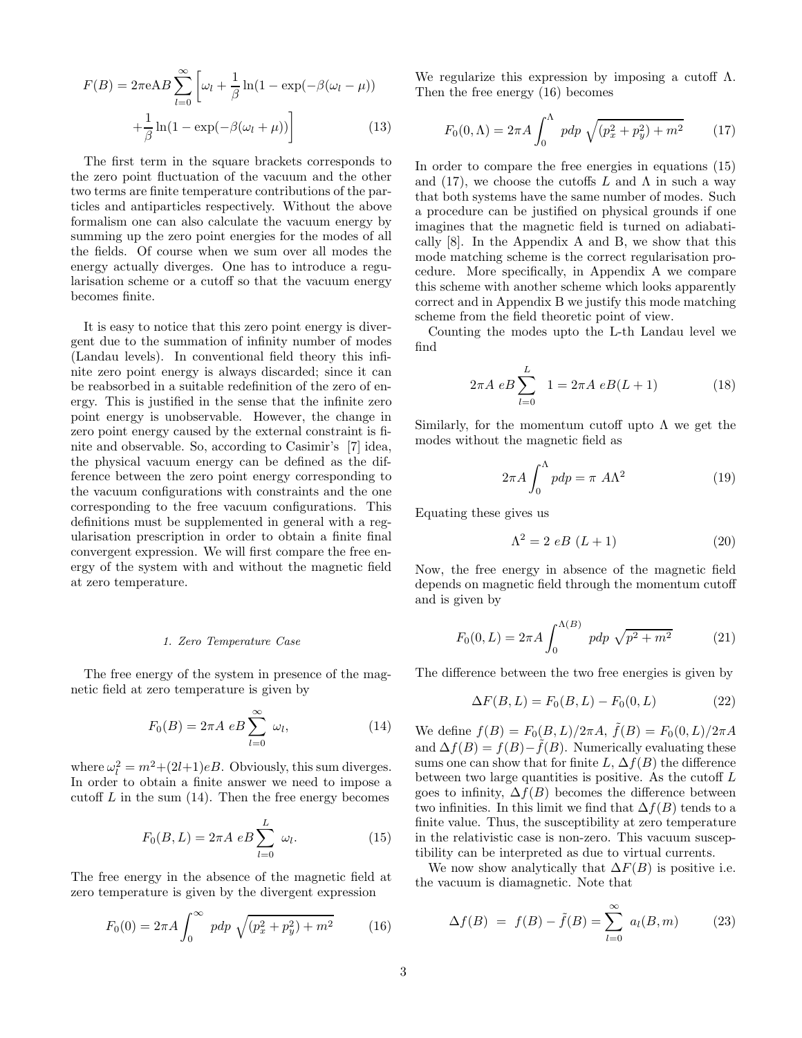$$F(B) = 2\pi \mathrm{e} A B \sum_{l=0}^{\infty} \left[ \omega_l + \frac{1}{\beta} \ln(1 - \exp(-\beta(\omega_l - \mu)) + \frac{1}{\beta} \ln(1 - \exp(-\beta(\omega_l + \mu)) \right] \tag{13}$$

The first term in the square brackets corresponds to the zero point fluctuation of the vacuum and the other two terms are finite temperature contributions of the particles and antiparticles respectively. Without the above formalism one can also calculate the vacuum energy by summing up the zero point energies for the modes of all the fields. Of course when we sum over all modes the energy actually diverges. One has to introduce a regularisation scheme or a cutoff so that the vacuum energy becomes finite.

It is easy to notice that this zero point energy is divergent due to the summation of infinity number of modes (Landau levels). In conventional field theory this infinite zero point energy is always discarded; since it can be reabsorbed in a suitable redefinition of the zero of energy. This is justified in the sense that the infinite zero point energy is unobservable. However, the change in zero point energy caused by the external constraint is finite and observable. So, according to Casimir's [7] idea, the physical vacuum energy can be defined as the difference between the zero point energy corresponding to the vacuum configurations with constraints and the one corresponding to the free vacuum configurations. This definitions must be supplemented in general with a regularisation prescription in order to obtain a finite final convergent expression. We will first compare the free energy of the system with and without the magnetic field at zero temperature.

#### 1. Zero Temperature Case

The free energy of the system in presence of the magnetic field at zero temperature is given by

$$F_0(B) = 2\pi A \; eB \sum_{l=0}^{\infty} \; \omega_l, \tag{14}$$

where $\omega_l^2 = m^2 + (2l+1)eB$. Obviously, this sum diverges. In order to obtain a finite answer we need to impose a cutoff $L$ in the sum (14). Then the free energy becomes

$$F_0(B, L) = 2\pi A \; eB \sum_{l=0}^{L} \; \omega_l. \tag{15}$$

The free energy in the absence of the magnetic field at zero temperature is given by the divergent expression

$$F_0(0) = 2\pi A \int_0^{\infty} \; pdp \; \sqrt{(p_x^2 + p_y^2) + m^2} \tag{16}$$

We regularize this expression by imposing a cutoff $\Lambda$. Then the free energy (16) becomes

$$F_0(0, \Lambda) = 2\pi A \int_0^{\Lambda} \; pdp \; \sqrt{(p_x^2 + p_y^2) + m^2} \tag{17}$$

In order to compare the free energies in equations (15) and (17), we choose the cutoffs $L$ and $\Lambda$ in such a way that both systems have the same number of modes. Such a procedure can be justified on physical grounds if one imagines that the magnetic field is turned on adiabatically [8]. In the Appendix A and B, we show that this mode matching scheme is the correct regularisation procedure. More specifically, in Appendix A we compare this scheme with another scheme which looks apparently correct and in Appendix B we justify this mode matching scheme from the field theoretic point of view.

Counting the modes upto the L-th Landau level we find

$$2\pi A \; eB \sum_{l=0}^{L} \; 1 = 2\pi A \; eB(L+1) \tag{18}$$

Similarly, for the momentum cutoff upto $\Lambda$ we get the modes without the magnetic field as

$$2\pi A \int_0^{\Lambda} pdp = \pi \; A\Lambda^2 \tag{19}$$

Equating these gives us

$$\Lambda^2 = 2 \; eB \; (L+1) \tag{20}$$

Now, the free energy in absence of the magnetic field depends on magnetic field through the momentum cutoff and is given by

$$F_0(0, L) = 2\pi A \int_0^{\Lambda(B)} \; pdp \; \sqrt{p^2 + m^2} \tag{21}$$

The difference between the two free energies is given by

$$\Delta F(B, L) = F_0(B, L) - F_0(0, L) \tag{22}$$

We define $f(B) = F_0(B, L)/2\pi A$, $\tilde{f}(B) = F_0(0, L)/2\pi A$ and $\Delta f(B) = f(B) - \tilde{f}(B)$. Numerically evaluating these sums one can show that for finite $L$, $\Delta f(B)$ the difference between two large quantities is positive. As the cutoff $L$ goes to infinity, $\Delta f(B)$ becomes the difference between two infinities. In this limit we find that $\Delta f(B)$ tends to a finite value. Thus, the susceptibility at zero temperature in the relativistic case is non-zero. This vacuum susceptibility can be interpreted as due to virtual currents.

We now show analytically that $\Delta F(B)$ is positive i.e. the vacuum is diamagnetic. Note that

$$\Delta f(B) \;=\; f(B) - \tilde{f}(B) = \sum_{l=0}^{\infty} \; a_l(B, m) \tag{23}$$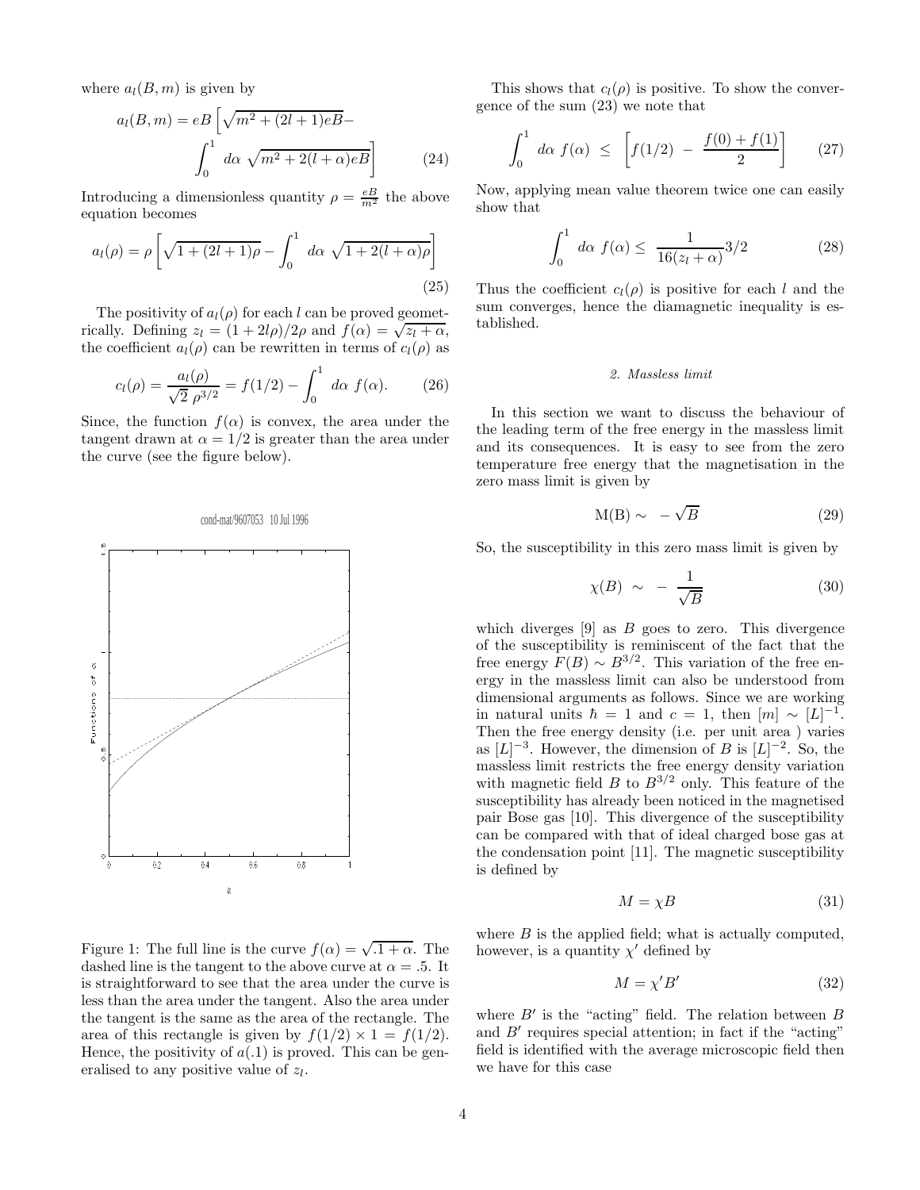where $a_l(B,m)$ is given by

$$a_l(B,m) = eB\left[\sqrt{m^2+(2l+1)eB} - \int_0^1 d\alpha\ \sqrt{m^2+2(l+\alpha)eB}\right] \tag{24}$$

Introducing a dimensionless quantity $\rho = \frac{eB}{m^2}$ the above equation becomes

$$a_l(\rho) = \rho\left[\sqrt{1+(2l+1)\rho} - \int_0^1 d\alpha\ \sqrt{1+2(l+\alpha)\rho}\right] \tag{25}$$

The positivity of $a_l(\rho)$ for each $l$ can be proved geometrically. Defining $z_l = (1+2l\rho)/2\rho$ and $f(\alpha) = \sqrt{z_l+\alpha}$, the coefficient $a_l(\rho)$ can be rewritten in terms of $c_l(\rho)$ as

$$c_l(\rho) = \frac{a_l(\rho)}{\sqrt{2}\ \rho^{3/2}} = f(1/2) - \int_0^1 d\alpha\ f(\alpha). \tag{26}$$

Since, the function $f(\alpha)$ is convex, the area under the tangent drawn at $\alpha = 1/2$ is greater than the area under the curve (see the figure below).

Figure 1: The full line is the curve $f(\alpha) = \sqrt{.1+\alpha}$. The dashed line is the tangent to the above curve at $\alpha = .5$. It is straightforward to see that the area under the curve is less than the area under the tangent. Also the area under the tangent is the same as the area of the rectangle. The area of this rectangle is given by $f(1/2) \times 1 = f(1/2)$. Hence, the positivity of $a(.1)$ is proved. This can be generalised to any positive value of $z_l$.

This shows that $c_l(\rho)$ is positive. To show the convergence of the sum (23) we note that

$$\int_0^1 d\alpha\ f(\alpha)\ \leq\ \left[f(1/2)\ -\ \frac{f(0)+f(1)}{2}\right] \tag{27}$$

Now, applying mean value theorem twice one can easily show that

$$\int_0^1 d\alpha\ f(\alpha) \leq\ \frac{1}{16(z_l+\alpha)}3/2 \tag{28}$$

Thus the coefficient $c_l(\rho)$ is positive for each $l$ and the sum converges, hence the diamagnetic inequality is established.

### *2. Massless limit*

In this section we want to discuss the behaviour of the leading term of the free energy in the massless limit and its consequences. It is easy to see from the zero temperature free energy that the magnetisation in the zero mass limit is given by

$$\mathrm{M(B)} \sim\ -\sqrt{B} \tag{29}$$

So, the susceptibility in this zero mass limit is given by

$$\chi(B)\ \sim\ -\ \frac{1}{\sqrt{B}} \tag{30}$$

which diverges [9] as $B$ goes to zero. This divergence of the susceptibility is reminiscent of the fact that the free energy $F(B) \sim B^{3/2}$. This variation of the free energy in the massless limit can also be understood from dimensional arguments as follows. Since we are working in natural units $\hbar = 1$ and $c = 1$, then $[m] \sim [L]^{-1}$. Then the free energy density (i.e. per unit area ) varies as $[L]^{-3}$. However, the dimension of $B$ is $[L]^{-2}$. So, the massless limit restricts the free energy density variation with magnetic field $B$ to $B^{3/2}$ only. This feature of the susceptibility has already been noticed in the magnetised pair Bose gas [10]. This divergence of the susceptibility can be compared with that of ideal charged bose gas at the condensation point [11]. The magnetic susceptibility is defined by

$$M = \chi B \tag{31}$$

where $B$ is the applied field; what is actually computed, however, is a quantity $\chi'$ defined by

$$M = \chi' B' \tag{32}$$

where $B'$ is the "acting" field. The relation between $B$ and $B'$ requires special attention; in fact if the "acting" field is identified with the average microscopic field then we have for this case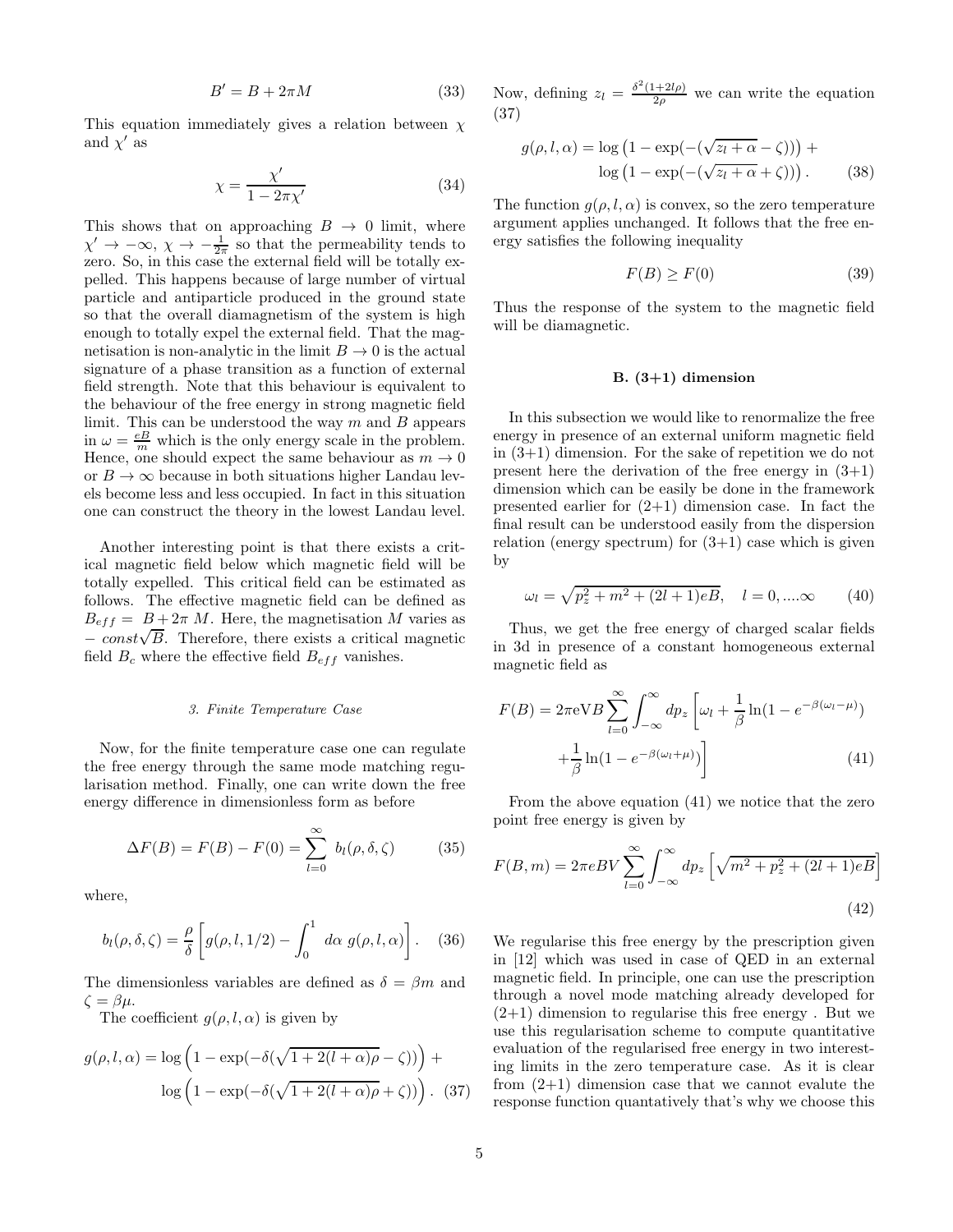$$B' = B + 2\pi M \tag{33}$$

This equation immediately gives a relation between $\chi$ and $\chi'$ as

$$\chi = \frac{\chi'}{1 - 2\pi\chi'} \tag{34}$$

This shows that on approaching $B \to 0$ limit, where $\chi' \to -\infty$, $\chi \to -\frac{1}{2\pi}$ so that the permeability tends to zero. So, in this case the external field will be totally expelled. This happens because of large number of virtual particle and antiparticle produced in the ground state so that the overall diamagnetism of the system is high enough to totally expel the external field. That the magnetisation is non-analytic in the limit $B \to 0$ is the actual signature of a phase transition as a function of external field strength. Note that this behaviour is equivalent to the behaviour of the free energy in strong magnetic field limit. This can be understood the way $m$ and $B$ appears in $\omega = \frac{eB}{m}$ which is the only energy scale in the problem. Hence, one should expect the same behaviour as $m \to 0$ or $B \to \infty$ because in both situations higher Landau levels become less and less occupied. In fact in this situation one can construct the theory in the lowest Landau level.

Another interesting point is that there exists a critical magnetic field below which magnetic field will be totally expelled. This critical field can be estimated as follows. The effective magnetic field can be defined as $B_{eff} = B + 2\pi M$. Here, the magnetisation $M$ varies as $-\, const\sqrt{B}$. Therefore, there exists a critical magnetic field $B_c$ where the effective field $B_{eff}$ vanishes.

#### *3. Finite Temperature Case*

Now, for the finite temperature case one can regulate the free energy through the same mode matching regularisation method. Finally, one can write down the free energy difference in dimensionless form as before

$$\Delta F(B) = F(B) - F(0) = \sum_{l=0}^{\infty} b_l(\rho, \delta, \zeta) \tag{35}$$

where,

$$b_l(\rho, \delta, \zeta) = \frac{\rho}{\delta}\left[g(\rho, l, 1/2) - \int_0^1 d\alpha\ g(\rho, l, \alpha)\right]. \tag{36}$$

The dimensionless variables are defined as $\delta = \beta m$ and $\zeta = \beta\mu$.

The coefficient $g(\rho, l, \alpha)$ is given by

$$g(\rho, l, \alpha) = \log\Big(1 - \exp(-\delta(\sqrt{1 + 2(l+\alpha)\rho} - \zeta))\Big) + \log\Big(1 - \exp(-\delta(\sqrt{1 + 2(l+\alpha)\rho} + \zeta))\Big). \tag{37}$$

Now, defining $z_l = \frac{\delta^2(1+2l\rho)}{2\rho}$ we can write the equation (37)

$$g(\rho, l, \alpha) = \log\left(1 - \exp(-(\sqrt{z_l + \alpha} - \zeta))\right) + \log\left(1 - \exp(-(\sqrt{z_l + \alpha} + \zeta))\right). \tag{38}$$

The function $g(\rho, l, \alpha)$ is convex, so the zero temperature argument applies unchanged. It follows that the free energy satisfies the following inequality

$$F(B) \geq F(0) \tag{39}$$

Thus the response of the system to the magnetic field will be diamagnetic.

### B. (3+1) dimension

In this subsection we would like to renormalize the free energy in presence of an external uniform magnetic field in (3+1) dimension. For the sake of repetition we do not present here the derivation of the free energy in (3+1) dimension which can be easily be done in the framework presented earlier for (2+1) dimension case. In fact the final result can be understood easily from the dispersion relation (energy spectrum) for (3+1) case which is given by

$$\omega_l = \sqrt{p_z^2 + m^2 + (2l+1)eB}, \quad l = 0, ....\infty \tag{40}$$

Thus, we get the free energy of charged scalar fields in 3d in presence of a constant homogeneous external magnetic field as

$$F(B) = 2\pi \mathrm{e} \mathrm{V} B \sum_{l=0}^{\infty} \int_{-\infty}^{\infty} dp_z \left[\omega_l + \frac{1}{\beta}\ln(1 - e^{-\beta(\omega_l - \mu)}) + \frac{1}{\beta}\ln(1 - e^{-\beta(\omega_l + \mu)})\right] \tag{41}$$

From the above equation (41) we notice that the zero point free energy is given by

$$F(B, m) = 2\pi eBV \sum_{l=0}^{\infty} \int_{-\infty}^{\infty} dp_z \left[\sqrt{m^2 + p_z^2 + (2l+1)eB}\right] \tag{42}$$

We regularise this free energy by the prescription given in [12] which was used in case of QED in an external magnetic field. In principle, one can use the prescription through a novel mode matching already developed for (2+1) dimension to regularise this free energy . But we use this regularisation scheme to compute quantitative evaluation of the regularised free energy in two interesting limits in the zero temperature case. As it is clear from (2+1) dimension case that we cannot evalute the response function quantatively that's why we choose this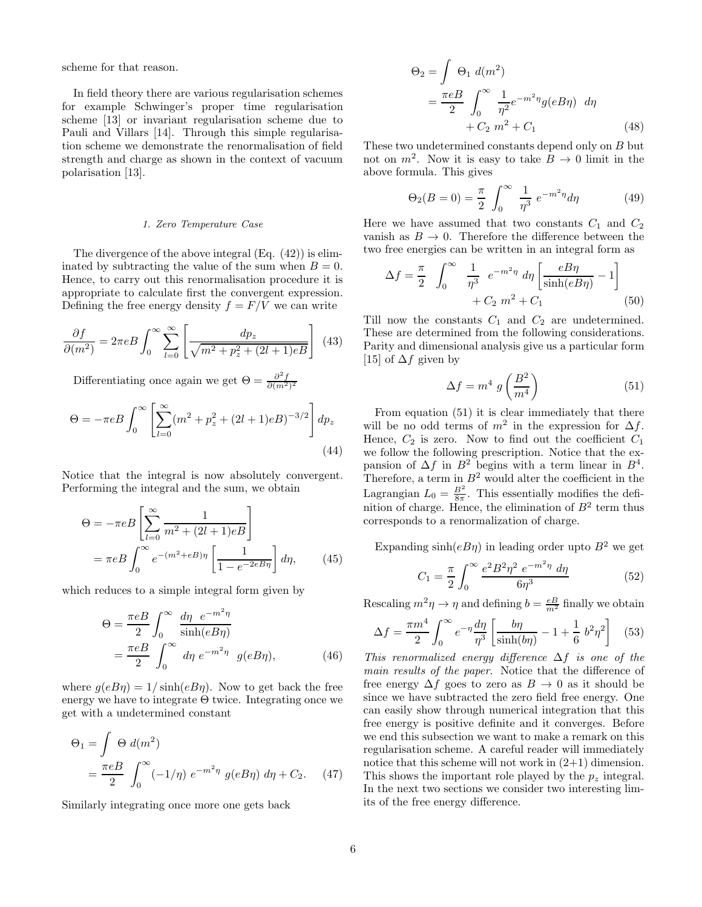scheme for that reason.

In field theory there are various regularisation schemes for example Schwinger's proper time regularisation scheme [13] or invariant regularisation scheme due to Pauli and Villars [14]. Through this simple regularisation scheme we demonstrate the renormalisation of field strength and charge as shown in the context of vacuum polarisation [13].

#### 1. Zero Temperature Case

The divergence of the above integral (Eq. (42)) is eliminated by subtracting the value of the sum when $B = 0$. Hence, to carry out this renormalisation procedure it is appropriate to calculate first the convergent expression. Defining the free energy density $f = F/V$ we can write

$$\frac{\partial f}{\partial (m^2)} = 2\pi eB \int_0^\infty \sum_{l=0}^{\infty} \left[ \frac{dp_z}{\sqrt{m^2 + p_z^2 + (2l+1)eB}} \right] \quad (43)$$

Differentiating once again we get $\Theta = \frac{\partial^2 f}{\partial (m^2)^2}$

$$\Theta = -\pi eB \int_0^\infty \left[ \sum_{l=0}^{\infty} (m^2 + p_z^2 + (2l+1)eB)^{-3/2} \right] dp_z \quad (44)$$

Notice that the integral is now absolutely convergent. Performing the integral and the sum, we obtain

$$\begin{aligned} \Theta &= -\pi eB \left[ \sum_{l=0}^{\infty} \frac{1}{m^2 + (2l+1)eB} \right] \\ &= \pi eB \int_0^\infty e^{-(m^2+eB)\eta} \left[ \frac{1}{1 - e^{-2eB\eta}} \right] d\eta, \end{aligned} \quad (45)$$

which reduces to a simple integral form given by

$$\begin{aligned} \Theta &= \frac{\pi eB}{2} \int_0^\infty \frac{d\eta \; e^{-m^2\eta}}{\sinh(eB\eta)} \\ &= \frac{\pi eB}{2} \int_0^\infty d\eta \; e^{-m^2\eta} \;\; g(eB\eta), \end{aligned} \quad (46)$$

where $g(eB\eta) = 1/\sinh(eB\eta)$. Now to get back the free energy we have to integrate $\Theta$ twice. Integrating once we get with a undetermined constant

$$\begin{aligned} \Theta_1 &= \int \; \Theta \; d(m^2) \\ &= \frac{\pi eB}{2} \int_0^\infty (-1/\eta) \; e^{-m^2\eta} \; g(eB\eta) \; d\eta + C_2. \end{aligned} \quad (47)$$

Similarly integrating once more one gets back

$$\begin{aligned} \Theta_2 &= \int \; \Theta_1 \; d(m^2) \\ &= \frac{\pi eB}{2} \int_0^\infty \frac{1}{\eta^2} e^{-m^2\eta} g(eB\eta) \;\; d\eta \\ &\quad + C_2 \; m^2 + C_1 \end{aligned} \quad (48)$$

These two undetermined constants depend only on $B$ but not on $m^2$. Now it is easy to take $B \to 0$ limit in the above formula. This gives

$$\Theta_2(B=0) = \frac{\pi}{2} \int_0^\infty \frac{1}{\eta^3} \; e^{-m^2\eta} d\eta \quad (49)$$

Here we have assumed that two constants $C_1$ and $C_2$ vanish as $B \to 0$. Therefore the difference between the two free energies can be written in an integral form as

$$\begin{aligned} \Delta f = \frac{\pi}{2} \int_0^\infty \frac{1}{\eta^3} \; e^{-m^2\eta} \; d\eta \left[ \frac{eB\eta}{\sinh(eB\eta)} - 1 \right] \\ + C_2 \; m^2 + C_1 \end{aligned} \quad (50)$$

Till now the constants $C_1$ and $C_2$ are undetermined. These are determined from the following considerations. Parity and dimensional analysis give us a particular form [15] of $\Delta f$ given by

$$\Delta f = m^4 \; g\left(\frac{B^2}{m^4}\right) \quad (51)$$

From equation (51) it is clear immediately that there will be no odd terms of $m^2$ in the expression for $\Delta f$. Hence, $C_2$ is zero. Now to find out the coefficient $C_1$ we follow the following prescription. Notice that the expansion of $\Delta f$ in $B^2$ begins with a term linear in $B^4$. Therefore, a term in $B^2$ would alter the coefficient in the Lagrangian $L_0 = \frac{B^2}{8\pi}$. This essentially modifies the definition of charge. Hence, the elimination of $B^2$ term thus corresponds to a renormalization of charge.

Expanding $\sinh(eB\eta)$ in leading order upto $B^2$ we get

$$C_1 = \frac{\pi}{2} \int_0^\infty \frac{e^2 B^2 \eta^2 \; e^{-m^2\eta} \; d\eta}{6\eta^3} \quad (52)$$

Rescaling $m^2\eta \to \eta$ and defining $b = \frac{eB}{m^2}$ finally we obtain

$$\Delta f = \frac{\pi m^4}{2} \int_0^\infty e^{-\eta} \frac{d\eta}{\eta^3} \left[ \frac{b\eta}{\sinh(b\eta)} - 1 + \frac{1}{6} \; b^2 \eta^2 \right] \quad (53)$$

*This renormalized energy difference $\Delta f$ is one of the main results of the paper.* Notice that the difference of free energy $\Delta f$ goes to zero as $B \to 0$ as it should be since we have subtracted the zero field free energy. One can easily show through numerical integration that this free energy is positive definite and it converges. Before we end this subsection we want to make a remark on this regularisation scheme. A careful reader will immediately notice that this scheme will not work in (2+1) dimension. This shows the important role played by the $p_z$ integral. In the next two sections we consider two interesting limits of the free energy difference.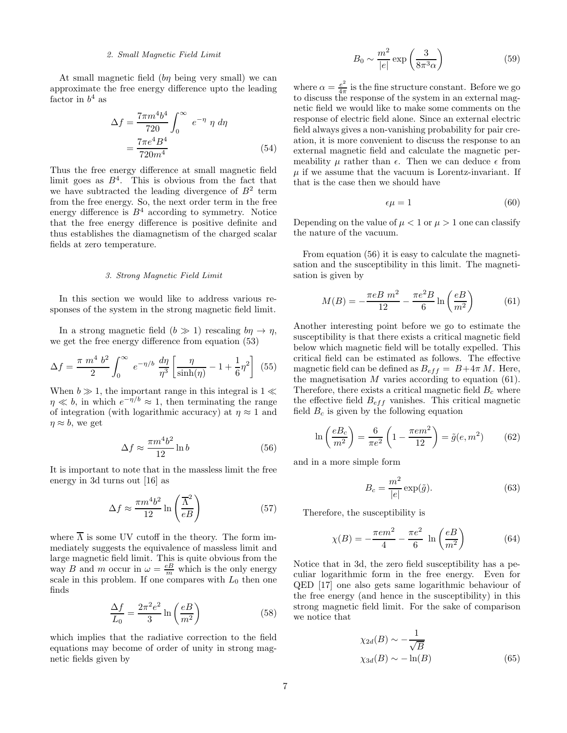### 2. Small Magnetic Field Limit

At small magnetic field ($b\eta$ being very small) we can approximate the free energy difference upto the leading factor in $b^4$ as

$$\Delta f = \frac{7\pi m^4 b^4}{720} \int_0^\infty e^{-\eta}\ \eta\ d\eta = \frac{7\pi e^4 B^4}{720 m^4} \tag{54}$$

Thus the free energy difference at small magnetic field limit goes as $B^4$. This is obvious from the fact that we have subtracted the leading divergence of $B^2$ term from the free energy. So, the next order term in the free energy difference is $B^4$ according to symmetry. Notice that the free energy difference is positive definite and thus establishes the diamagnetism of the charged scalar fields at zero temperature.

### 3. Strong Magnetic Field Limit

In this section we would like to address various responses of the system in the strong magnetic field limit.

In a strong magnetic field ($b \gg 1$) rescaling $b\eta \to \eta$, we get the free energy difference from equation (53)

$$\Delta f = \frac{\pi\ m^4\ b^2}{2} \int_0^\infty e^{-\eta/b}\ \frac{d\eta}{\eta^3} \left[\frac{\eta}{\sinh(\eta)} - 1 + \frac{1}{6}\eta^2\right] \tag{55}$$

When $b \gg 1$, the important range in this integral is $1 \ll \eta \ll b$, in which $e^{-\eta/b} \approx 1$, then terminating the range of integration (with logarithmic accuracy) at $\eta \approx 1$ and $\eta \approx b$, we get

$$\Delta f \approx \frac{\pi m^4 b^2}{12} \ln b \tag{56}$$

It is important to note that in the massless limit the free energy in 3d turns out [16] as

$$\Delta f \approx \frac{\pi m^4 b^2}{12} \ln\left(\frac{\overline{\Lambda}^2}{eB}\right) \tag{57}$$

where $\overline{\Lambda}$ is some UV cutoff in the theory. The form immediately suggests the equivalence of massless limit and large magnetic field limit. This is quite obvious from the way $B$ and $m$ occur in $\omega = \frac{eB}{m}$ which is the only energy scale in this problem. If one compares with $L_0$ then one finds

$$\frac{\Delta f}{L_0} = \frac{2\pi^2 e^2}{3} \ln\left(\frac{eB}{m^2}\right) \tag{58}$$

which implies that the radiative correction to the field equations may become of order of unity in strong magnetic fields given by

$$B_0 \sim \frac{m^2}{|e|} \exp\left(\frac{3}{8\pi^3 \alpha}\right) \tag{59}$$

where $\alpha = \frac{e^2}{4\pi}$ is the fine structure constant. Before we go to discuss the response of the system in an external magnetic field we would like to make some comments on the response of electric field alone. Since an external electric field always gives a non-vanishing probability for pair creation, it is more convenient to discuss the response to an external magnetic field and calculate the magnetic permeability $\mu$ rather than $\epsilon$. Then we can deduce $\epsilon$ from $\mu$ if we assume that the vacuum is Lorentz-invariant. If that is the case then we should have

$$\epsilon\mu = 1 \tag{60}$$

Depending on the value of $\mu < 1$ or $\mu > 1$ one can classify the nature of the vacuum.

From equation (56) it is easy to calculate the magnetisation and the susceptibility in this limit. The magnetisation is given by

$$M(B) = -\frac{\pi e B\ m^2}{12} - \frac{\pi e^2 B}{6} \ln\left(\frac{eB}{m^2}\right) \tag{61}$$

Another interesting point before we go to estimate the susceptibility is that there exists a critical magnetic field below which magnetic field will be totally expelled. This critical field can be estimated as follows. The effective magnetic field can be defined as $B_{eff} = B + 4\pi\ M$. Here, the magnetisation $M$ varies according to equation (61). Therefore, there exists a critical magnetic field $B_c$ where the effective field $B_{eff}$ vanishes. This critical magnetic field $B_c$ is given by the following equation

$$\ln\left(\frac{eB_c}{m^2}\right) = \frac{6}{\pi e^2}\left(1 - \frac{\pi e m^2}{12}\right) = \tilde{g}(e, m^2) \tag{62}$$

and in a more simple form

$$B_c = \frac{m^2}{|e|} \exp(\tilde{g}). \tag{63}$$

Therefore, the susceptibility is

$$\chi(B) = -\frac{\pi e m^2}{4} - \frac{\pi e^2}{6}\ \ln\left(\frac{eB}{m^2}\right) \tag{64}$$

Notice that in 3d, the zero field susceptibility has a peculiar logarithmic form in the free energy. Even for QED [17] one also gets same logarithmic behaviour of the free energy (and hence in the susceptibility) in this strong magnetic field limit. For the sake of comparison we notice that

$$\chi_{2d}(B) \sim -\frac{1}{\sqrt{B}}$$
$$\chi_{3d}(B) \sim -\ln(B) \tag{65}$$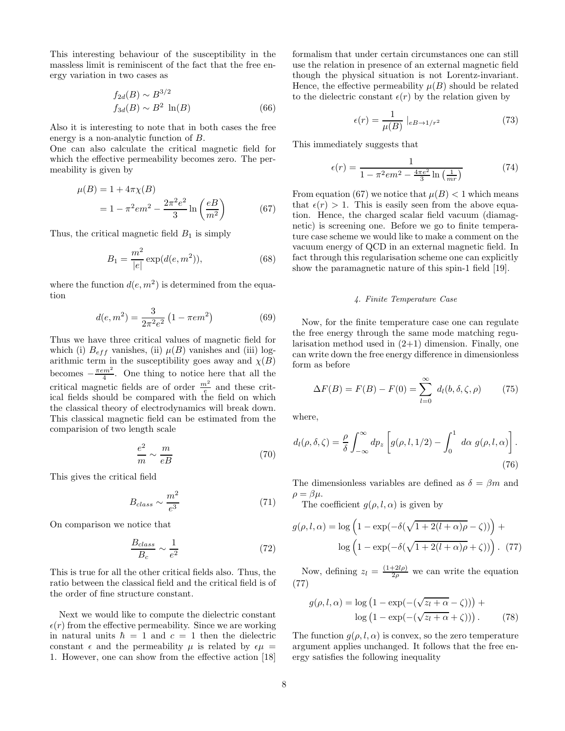This interesting behaviour of the susceptibility in the massless limit is reminiscent of the fact that the free energy variation in two cases as

$$
\begin{aligned}
f_{2d}(B) &\sim B^{3/2} \\
f_{3d}(B) &\sim B^2 \ \ln(B)
\end{aligned} \tag{66}
$$

Also it is interesting to note that in both cases the free energy is a non-analytic function of $B$.

One can also calculate the critical magnetic field for which the effective permeability becomes zero. The permeability is given by

$$
\begin{aligned}
\mu(B) &= 1 + 4\pi\chi(B) \\
&= 1 - \pi^2 em^2 - \frac{2\pi^2 e^2}{3} \ln\left(\frac{eB}{m^2}\right)
\end{aligned} \tag{67}
$$

Thus, the critical magnetic field $B_1$ is simply

$$
B_1 = \frac{m^2}{|e|} \exp(d(e, m^2)), \tag{68}
$$

where the function $d(e, m^2)$ is determined from the equation

$$
d(e, m^2) = \frac{3}{2\pi^2 e^2}\left(1 - \pi em^2\right) \tag{69}
$$

Thus we have three critical values of magnetic field for which (i) $B_{eff}$ vanishes, (ii) $\mu(B)$ vanishes and (iii) logarithmic term in the susceptibility goes away and $\chi(B)$ becomes $-\frac{\pi em^2}{4}$. One thing to notice here that all the critical magnetic fields are of order $\frac{m^2}{e}$ and these critical fields should be compared with the field on which the classical theory of electrodynamics will break down. This classical magnetic field can be estimated from the comparision of two length scale

$$
\frac{e^2}{m} \sim \frac{m}{eB} \tag{70}
$$

This gives the critical field

$$
B_{class} \sim \frac{m^2}{e^3} \tag{71}
$$

On comparison we notice that

$$
\frac{B_{class}}{B_c} \sim \frac{1}{e^2} \tag{72}
$$

This is true for all the other critical fields also. Thus, the ratio between the classical field and the critical field is of the order of fine structure constant.

Next we would like to compute the dielectric constant $\epsilon(r)$ from the effective permeability. Since we are working in natural units $\hbar = 1$ and $c = 1$ then the dielectric constant $\epsilon$ and the permeability $\mu$ is related by $\epsilon\mu = 1$. However, one can show from the effective action [18] formalism that under certain circumstances one can still use the relation in presence of an external magnetic field though the physical situation is not Lorentz-invariant. Hence, the effective permeability $\mu(B)$ should be related to the dielectric constant $\epsilon(r)$ by the relation given by

$$
\epsilon(r) = \frac{1}{\mu(B)} \mid_{eB \to 1/r^2} \tag{73}
$$

This immediately suggests that

$$
\epsilon(r) = \frac{1}{1 - \pi^2 em^2 - \frac{4\pi e^2}{3}\ln\left(\frac{1}{mr}\right)} \tag{74}
$$

From equation (67) we notice that $\mu(B) < 1$ which means that $\epsilon(r) > 1$. This is easily seen from the above equation. Hence, the charged scalar field vacuum (diamagnetic) is screening one. Before we go to finite temperature case scheme we would like to make a comment on the vacuum energy of QCD in an external magnetic field. In fact through this regularisation scheme one can explicitly show the paramagnetic nature of this spin-1 field [19].

#### *4. Finite Temperature Case*

Now, for the finite temperature case one can regulate the free energy through the same mode matching regularisation method used in (2+1) dimension. Finally, one can write down the free energy difference in dimensionless form as before

$$
\Delta F(B) = F(B) - F(0) = \sum_{l=0}^{\infty} \ d_l(b, \delta, \zeta, \rho) \tag{75}
$$

where,

$$
d_l(\rho, \delta, \zeta) = \frac{\rho}{\delta}\int_{-\infty}^{\infty} dp_z \left[ g(\rho, l, 1/2) - \int_0^1 \ d\alpha \ g(\rho, l, \alpha)\right]. \tag{76}
$$

The dimensionless variables are defined as $\delta = \beta m$ and $\rho = \beta\mu$.

The coefficient $g(\rho, l, \alpha)$ is given by

$$
\begin{aligned}
g(\rho, l, \alpha) = &\log\left(1 - \exp(-\delta(\sqrt{1 + 2(l+\alpha)\rho} - \zeta))\right) + \\
&\log\left(1 - \exp(-\delta(\sqrt{1 + 2(l+\alpha)\rho} + \zeta))\right).
\end{aligned} \tag{77}
$$

Now, defining $z_l = \frac{(1+2l\rho)}{2\rho}$ we can write the equation (77)

$$
\begin{aligned}
g(\rho, l, \alpha) = &\log\left(1 - \exp(-(\sqrt{z_l + \alpha} - \zeta))\right) + \\
&\log\left(1 - \exp(-(\sqrt{z_l + \alpha} + \zeta))\right).
\end{aligned} \tag{78}
$$

The function $g(\rho, l, \alpha)$ is convex, so the zero temperature argument applies unchanged. It follows that the free energy satisfies the following inequality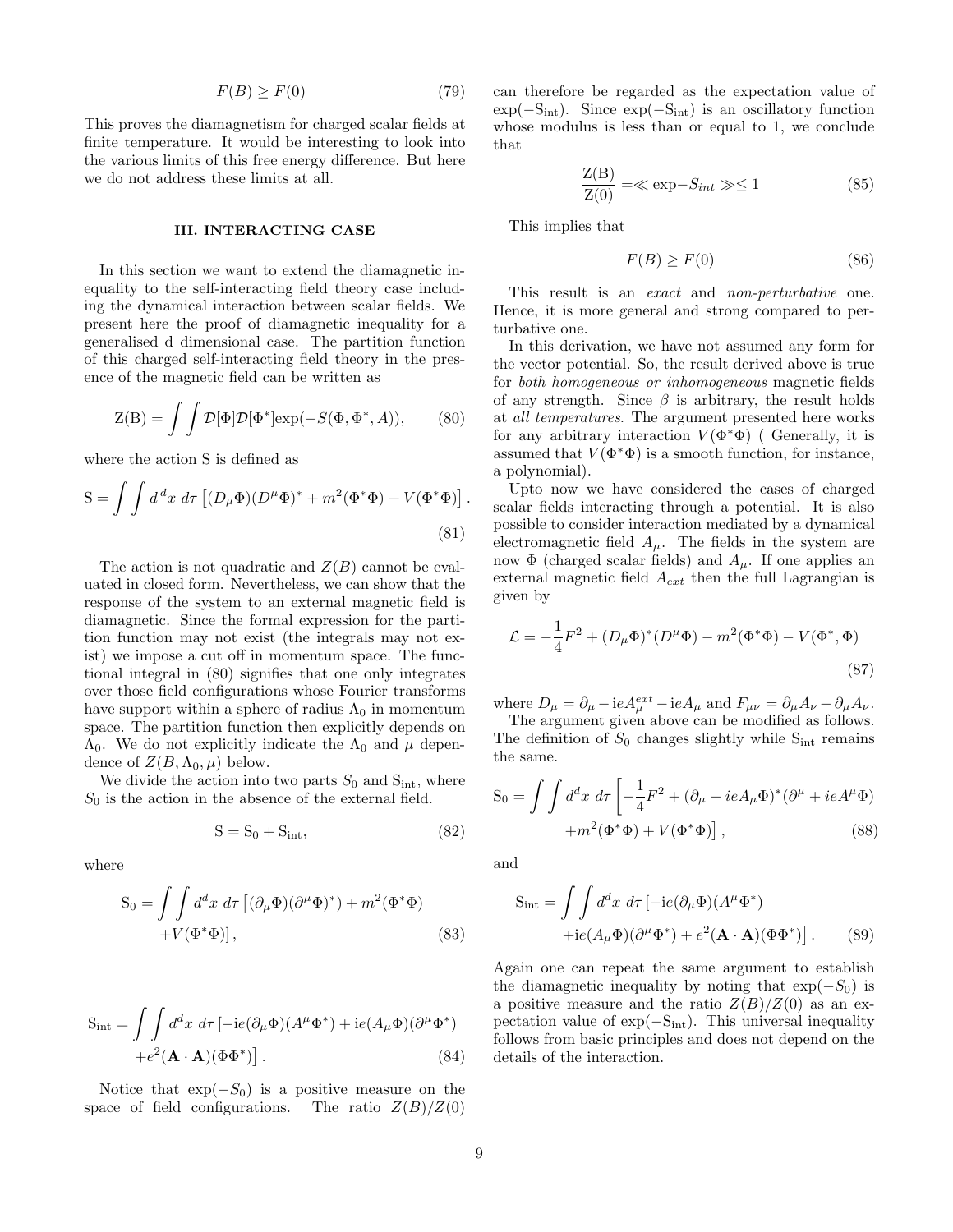$$F(B) \geq F(0) \tag{79}$$

This proves the diamagnetism for charged scalar fields at finite temperature. It would be interesting to look into the various limits of this free energy difference. But here we do not address these limits at all.

## III. INTERACTING CASE

In this section we want to extend the diamagnetic inequality to the self-interacting field theory case including the dynamical interaction between scalar fields. We present here the proof of diamagnetic inequality for a generalised d dimensional case. The partition function of this charged self-interacting field theory in the presence of the magnetic field can be written as

$$\mathrm{Z(B)} = \int\int \mathcal{D}[\Phi]\mathcal{D}[\Phi^*]\mathrm{exp}(-S(\Phi, \Phi^*, A)), \tag{80}$$

where the action S is defined as

$$\mathrm{S} = \int\int d^{\,d}x \; d\tau \left[(D_\mu\Phi)(D^\mu\Phi)^* + m^2(\Phi^*\Phi) + V(\Phi^*\Phi)\right]. \tag{81}$$

The action is not quadratic and $Z(B)$ cannot be evaluated in closed form. Nevertheless, we can show that the response of the system to an external magnetic field is diamagnetic. Since the formal expression for the partition function may not exist (the integrals may not exist) we impose a cut off in momentum space. The functional integral in (80) signifies that one only integrates over those field configurations whose Fourier transforms have support within a sphere of radius $\Lambda_0$ in momentum space. The partition function then explicitly depends on $\Lambda_0$. We do not explicitly indicate the $\Lambda_0$ and $\mu$ dependence of $Z(B, \Lambda_0, \mu)$ below.

We divide the action into two parts $S_0$ and $\mathrm{S_{int}}$, where $S_0$ is the action in the absence of the external field.

$$\mathrm{S} = \mathrm{S_0} + \mathrm{S_{int}}, \tag{82}$$

where

$$\mathrm{S_0} = \int\int d^dx \; d\tau \left[(\partial_\mu\Phi)(\partial^\mu\Phi)^*) + m^2(\Phi^*\Phi) + V(\Phi^*\Phi)\right], \tag{83}$$

$$\mathrm{S_{int}} = \int\int d^dx \; d\tau \left[-\mathrm{i}e(\partial_\mu\Phi)(A^\mu\Phi^*) + \mathrm{i}e(A_\mu\Phi)(\partial^\mu\Phi^*) + e^2(\mathbf{A}\cdot\mathbf{A})(\Phi\Phi^*)\right]. \tag{84}$$

Notice that $\exp(-S_0)$ is a positive measure on the space of field configurations. The ratio $Z(B)/Z(0)$ can therefore be regarded as the expectation value of $\exp(-\mathrm{S_{int}})$. Since $\exp(-\mathrm{S_{int}})$ is an oscillatory function whose modulus is less than or equal to 1, we conclude that

$$\frac{\mathrm{Z(B)}}{\mathrm{Z(0)}} = \ll \exp{-S_{int}} \gg \leq 1 \tag{85}$$

This implies that

$$F(B) \geq F(0) \tag{86}$$

This result is an *exact* and *non-perturbative* one. Hence, it is more general and strong compared to perturbative one.

In this derivation, we have not assumed any form for the vector potential. So, the result derived above is true for *both homogeneous or inhomogeneous* magnetic fields of any strength. Since $\beta$ is arbitrary, the result holds at *all temperatures*. The argument presented here works for any arbitrary interaction $V(\Phi^*\Phi)$ ( Generally, it is assumed that $V(\Phi^*\Phi)$ is a smooth function, for instance, a polynomial).

Upto now we have considered the cases of charged scalar fields interacting through a potential. It is also possible to consider interaction mediated by a dynamical electromagnetic field $A_\mu$. The fields in the system are now $\Phi$ (charged scalar fields) and $A_\mu$. If one applies an external magnetic field $A_{ext}$ then the full Lagrangian is given by

$$\mathcal{L} = -\frac{1}{4}F^2 + (D_\mu\Phi)^*(D^\mu\Phi) - m^2(\Phi^*\Phi) - V(\Phi^*, \Phi) \tag{87}$$

where $D_\mu = \partial_\mu - \mathrm{i}eA^{ext}_\mu - \mathrm{i}eA_\mu$ and $F_{\mu\nu} = \partial_\mu A_\nu - \partial_\mu A_\nu$.

The argument given above can be modified as follows. The definition of $S_0$ changes slightly while $\mathrm{S_{int}}$ remains the same.

$$\mathrm{S_0} = \int\int d^dx \; d\tau \left[-\frac{1}{4}F^2 + (\partial_\mu - ieA_\mu\Phi)^*(\partial^\mu + ieA^\mu\Phi) + m^2(\Phi^*\Phi) + V(\Phi^*\Phi)\right], \tag{88}$$

and

$$\mathrm{S_{int}} = \int\int d^dx \; d\tau \left[-\mathrm{i}e(\partial_\mu\Phi)(A^\mu\Phi^*) + \mathrm{i}e(A_\mu\Phi)(\partial^\mu\Phi^*) + e^2(\mathbf{A}\cdot\mathbf{A})(\Phi\Phi^*)\right]. \tag{89}$$

Again one can repeat the same argument to establish the diamagnetic inequality by noting that $\exp(-S_0)$ is a positive measure and the ratio $Z(B)/Z(0)$ as an expectation value of $\exp(-\mathrm{S_{int}})$. This universal inequality follows from basic principles and does not depend on the details of the interaction.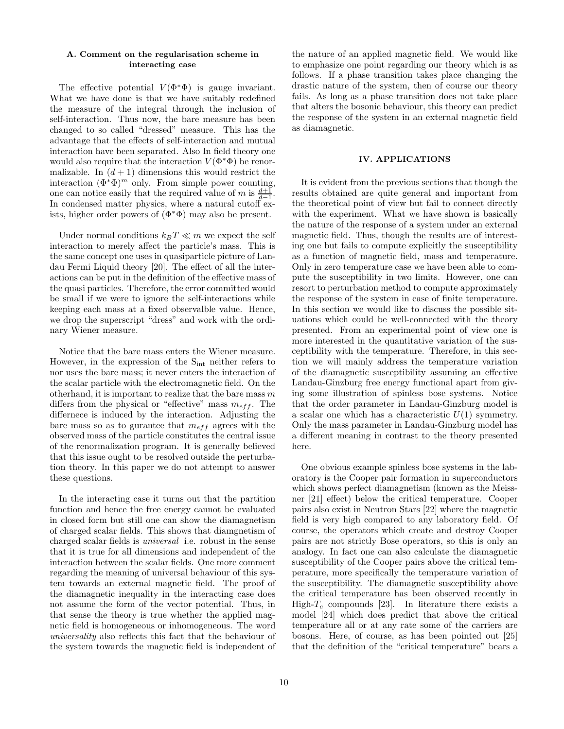### A. Comment on the regularisation scheme in interacting case

The effective potential $V(\Phi^*\Phi)$ is gauge invariant. What we have done is that we have suitably redefined the measure of the integral through the inclusion of self-interaction. Thus now, the bare measure has been changed to so called "dressed" measure. This has the advantage that the effects of self-interaction and mutual interaction have been separated. Also In field theory one would also require that the interaction $V(\Phi^*\Phi)$ be renormalizable. In $(d+1)$ dimensions this would restrict the interaction $(\Phi^*\Phi)^m$ only. From simple power counting, one can notice easily that the required value of $m$ is $\frac{d+1}{d-1}$. In condensed matter physics, where a natural cutoff exists, higher order powers of $(\Phi^*\Phi)$ may also be present.

Under normal conditions $k_BT \ll m$ we expect the self interaction to merely affect the particle's mass. This is the same concept one uses in quasiparticle picture of Landau Fermi Liquid theory [20]. The effect of all the interactions can be put in the definition of the effective mass of the quasi particles. Therefore, the error committed would be small if we were to ignore the self-interactions while keeping each mass at a fixed observalble value. Hence, we drop the superscript "dress" and work with the ordinary Wiener measure.

Notice that the bare mass enters the Wiener measure. However, in the expression of the $S_{\rm int}$ neither refers to nor uses the bare mass; it never enters the interaction of the scalar particle with the electromagnetic field. On the otherhand, it is important to realize that the bare mass $m$ differs from the physical or "effective" mass $m_{eff}$. The differnece is induced by the interaction. Adjusting the bare mass so as to gurantee that $m_{eff}$ agrees with the observed mass of the particle constitutes the central issue of the renormalization program. It is generally believed that this issue ought to be resolved outside the perturbation theory. In this paper we do not attempt to answer these questions.

In the interacting case it turns out that the partition function and hence the free energy cannot be evaluated in closed form but still one can show the diamagnetism of charged scalar fields. This shows that diamgnetism of charged scalar fields is *universal* i.e. robust in the sense that it is true for all dimensions and independent of the interaction between the scalar fields. One more comment regarding the meaning of universal behaviour of this system towards an external magnetic field. The proof of the diamagnetic inequality in the interacting case does not assume the form of the vector potential. Thus, in that sense the theory is true whether the applied magnetic field is homogeneous or inhomogeneous. The word *universality* also reflects this fact that the behaviour of the system towards the magnetic field is independent of the nature of an applied magnetic field. We would like to emphasize one point regarding our theory which is as follows. If a phase transition takes place changing the drastic nature of the system, then of course our theory fails. As long as a phase transition does not take place that alters the bosonic behaviour, this theory can predict the response of the system in an external magnetic field as diamagnetic.

## IV. APPLICATIONS

It is evident from the previous sections that though the results obtained are quite general and important from the theoretical point of view but fail to connect directly with the experiment. What we have shown is basically the nature of the response of a system under an external magnetic field. Thus, though the results are of interesting one but fails to compute explicitly the susceptibility as a function of magnetic field, mass and temperature. Only in zero temperature case we have been able to compute the susceptibility in two limits. However, one can resort to perturbation method to compute approximately the response of the system in case of finite temperature. In this section we would like to discuss the possible situations which could be well-connected with the theory presented. From an experimental point of view one is more interested in the quantitative variation of the susceptibility with the temperature. Therefore, in this section we will mainly address the temperature variation of the diamagnetic susceptibility assuming an effective Landau-Ginzburg free energy functional apart from giving some illustration of spinless bose systems. Notice that the order parameter in Landau-Ginzburg model is a scalar one which has a characteristic $U(1)$ symmetry. Only the mass parameter in Landau-Ginzburg model has a different meaning in contrast to the theory presented here.

One obvious example spinless bose systems in the laboratory is the Cooper pair formation in superconductors which shows perfect diamagnetism (known as the Meissner [21] effect) below the critical temperature. Cooper pairs also exist in Neutron Stars [22] where the magnetic field is very high compared to any laboratory field. Of course, the operators which create and destroy Cooper pairs are not strictly Bose operators, so this is only an analogy. In fact one can also calculate the diamagnetic susceptibility of the Cooper pairs above the critical temperature, more specifically the temperature variation of the susceptibility. The diamagnetic susceptibility above the critical temperature has been observed recently in High-$T_c$ compounds [23]. In literature there exists a model [24] which does predict that above the critical temperature all or at any rate some of the carriers are bosons. Here, of course, as has been pointed out [25] that the definition of the "critical temperature" bears a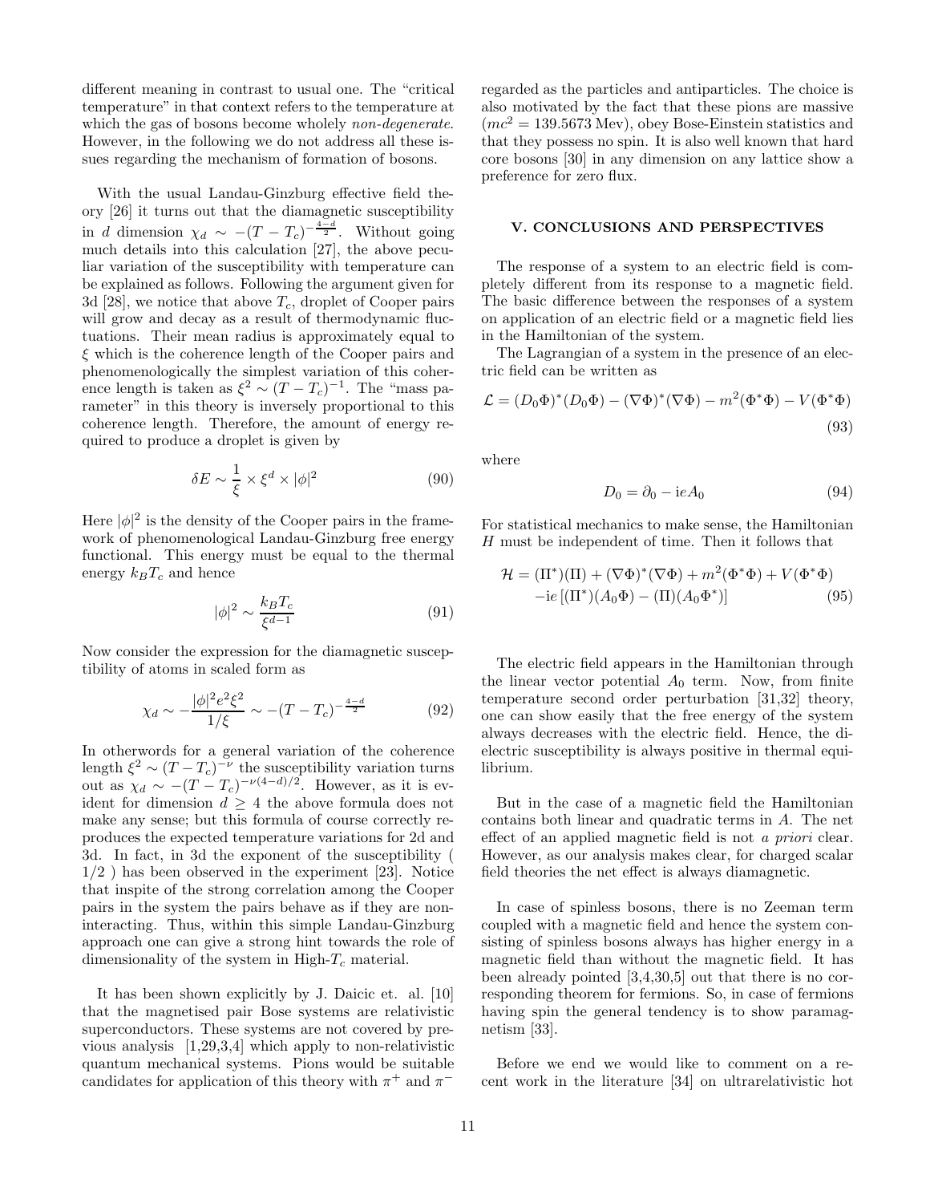different meaning in contrast to usual one. The "critical temperature" in that context refers to the temperature at which the gas of bosons become wholely *non-degenerate*. However, in the following we do not address all these issues regarding the mechanism of formation of bosons.

With the usual Landau-Ginzburg effective field theory [26] it turns out that the diamagnetic susceptibility in $d$ dimension $\chi_d \sim -(T-T_c)^{-\frac{4-d}{2}}$. Without going much details into this calculation [27], the above peculiar variation of the susceptibility with temperature can be explained as follows. Following the argument given for 3d [28], we notice that above $T_c$, droplet of Cooper pairs will grow and decay as a result of thermodynamic fluctuations. Their mean radius is approximately equal to $\xi$ which is the coherence length of the Cooper pairs and phenomenologically the simplest variation of this coherence length is taken as $\xi^2 \sim (T-T_c)^{-1}$. The "mass parameter" in this theory is inversely proportional to this coherence length. Therefore, the amount of energy required to produce a droplet is given by

$$\delta E \sim \frac{1}{\xi} \times \xi^d \times |\phi|^2 \tag{90}$$

Here $|\phi|^2$ is the density of the Cooper pairs in the framework of phenomenological Landau-Ginzburg free energy functional. This energy must be equal to the thermal energy $k_B T_c$ and hence

$$|\phi|^2 \sim \frac{k_B T_c}{\xi^{d-1}} \tag{91}$$

Now consider the expression for the diamagnetic susceptibility of atoms in scaled form as

$$\chi_d \sim -\frac{|\phi|^2 e^2 \xi^2}{1/\xi} \sim -(T-T_c)^{-\frac{4-d}{2}} \tag{92}$$

In otherwords for a general variation of the coherence length $\xi^2 \sim (T-T_c)^{-\nu}$ the susceptibility variation turns out as $\chi_d \sim -(T-T_c)^{-\nu(4-d)/2}$. However, as it is evident for dimension $d \geq 4$ the above formula does not make any sense; but this formula of course correctly reproduces the expected temperature variations for 2d and 3d. In fact, in 3d the exponent of the susceptibility ( 1/2 ) has been observed in the experiment [23]. Notice that inspite of the strong correlation among the Cooper pairs in the system the pairs behave as if they are noninteracting. Thus, within this simple Landau-Ginzburg approach one can give a strong hint towards the role of dimensionality of the system in High-$T_c$ material.

It has been shown explicitly by J. Daicic et. al. [10] that the magnetised pair Bose systems are relativistic superconductors. These systems are not covered by previous analysis [1,29,3,4] which apply to non-relativistic quantum mechanical systems. Pions would be suitable candidates for application of this theory with $\pi^+$ and $\pi^-$ regarded as the particles and antiparticles. The choice is also motivated by the fact that these pions are massive ($mc^2 = 139.5673$ Mev), obey Bose-Einstein statistics and that they possess no spin. It is also well known that hard core bosons [30] in any dimension on any lattice show a preference for zero flux.

## V. CONCLUSIONS AND PERSPECTIVES

The response of a system to an electric field is completely different from its response to a magnetic field. The basic difference between the responses of a system on application of an electric field or a magnetic field lies in the Hamiltonian of the system.

The Lagrangian of a system in the presence of an electric field can be written as

$$\mathcal{L} = (D_0\Phi)^*(D_0\Phi) - (\nabla\Phi)^*(\nabla\Phi) - m^2(\Phi^*\Phi) - V(\Phi^*\Phi) \tag{93}$$

where

$$D_0 = \partial_0 - \mathrm{i}eA_0 \tag{94}$$

For statistical mechanics to make sense, the Hamiltonian $H$ must be independent of time. Then it follows that

$$\begin{aligned}\mathcal{H} = (\Pi^*)(\Pi) + (\nabla\Phi)^*(\nabla\Phi) + m^2(\Phi^*\Phi) + V(\Phi^*\Phi) \\ -\mathrm{i}e\left[(\Pi^*)(A_0\Phi) - (\Pi)(A_0\Phi^*)\right]\end{aligned} \tag{95}$$

The electric field appears in the Hamiltonian through the linear vector potential $A_0$ term. Now, from finite temperature second order perturbation [31,32] theory, one can show easily that the free energy of the system always decreases with the electric field. Hence, the dielectric susceptibility is always positive in thermal equilibrium.

But in the case of a magnetic field the Hamiltonian contains both linear and quadratic terms in $A$. The net effect of an applied magnetic field is not *a priori* clear. However, as our analysis makes clear, for charged scalar field theories the net effect is always diamagnetic.

In case of spinless bosons, there is no Zeeman term coupled with a magnetic field and hence the system consisting of spinless bosons always has higher energy in a magnetic field than without the magnetic field. It has been already pointed [3,4,30,5] out that there is no corresponding theorem for fermions. So, in case of fermions having spin the general tendency is to show paramagnetism [33].

Before we end we would like to comment on a recent work in the literature [34] on ultrarelativistic hot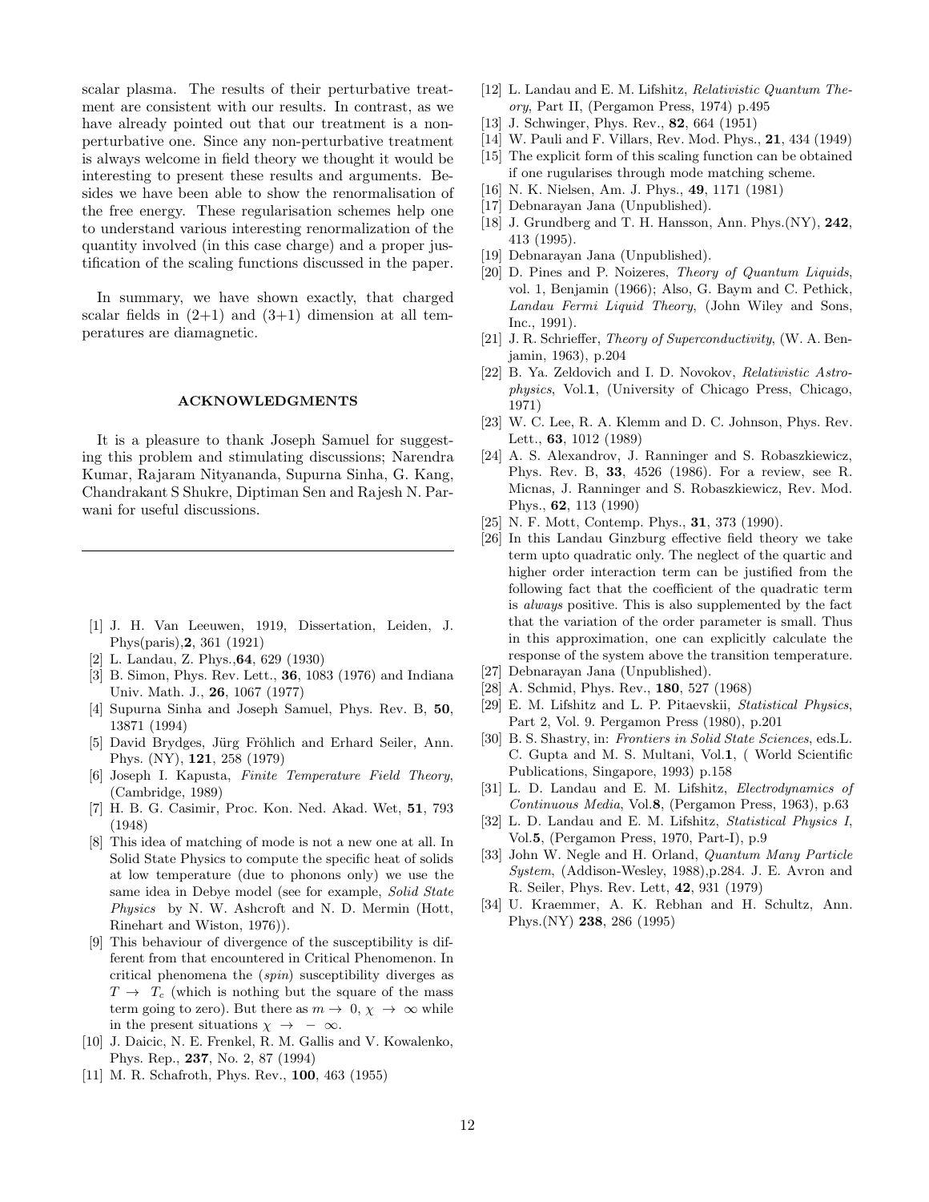scalar plasma. The results of their perturbative treatment are consistent with our results. In contrast, as we have already pointed out that our treatment is a non-perturbative one. Since any non-perturbative treatment is always welcome in field theory we thought it would be interesting to present these results and arguments. Besides we have been able to show the renormalisation of the free energy. These regularisation schemes help one to understand various interesting renormalization of the quantity involved (in this case charge) and a proper justification of the scaling functions discussed in the paper.

In summary, we have shown exactly, that charged scalar fields in (2+1) and (3+1) dimension at all temperatures are diamagnetic.

## ACKNOWLEDGMENTS

It is a pleasure to thank Joseph Samuel for suggesting this problem and stimulating discussions; Narendra Kumar, Rajaram Nityananda, Supurna Sinha, G. Kang, Chandrakant S Shukre, Diptiman Sen and Rajesh N. Parwani for useful discussions.

---

[1] J. H. Van Leeuwen, 1919, Dissertation, Leiden, J. Phys(paris),**2**, 361 (1921)

[2] L. Landau, Z. Phys.,**64**, 629 (1930)

[3] B. Simon, Phys. Rev. Lett., **36**, 1083 (1976) and Indiana Univ. Math. J., **26**, 1067 (1977)

[4] Supurna Sinha and Joseph Samuel, Phys. Rev. B, **50**, 13871 (1994)

[5] David Brydges, Jürg Fröhlich and Erhard Seiler, Ann. Phys. (NY), **121**, 258 (1979)

[6] Joseph I. Kapusta, *Finite Temperature Field Theory*, (Cambridge, 1989)

[7] H. B. G. Casimir, Proc. Kon. Ned. Akad. Wet, **51**, 793 (1948)

[8] This idea of matching of mode is not a new one at all. In Solid State Physics to compute the specific heat of solids at low temperature (due to phonons only) we use the same idea in Debye model (see for example, *Solid State Physics* by N. W. Ashcroft and N. D. Mermin (Hott, Rinehart and Wiston, 1976)).

[9] This behaviour of divergence of the susceptibility is different from that encountered in Critical Phenomenon. In critical phenomena the (*spin*) susceptibility diverges as $T \to T_c$ (which is nothing but the square of the mass term going to zero). But there as $m \to 0$, $\chi \to \infty$ while in the present situations $\chi \to -\infty$.

[10] J. Daicic, N. E. Frenkel, R. M. Gallis and V. Kowalenko, Phys. Rep., **237**, No. 2, 87 (1994)

[11] M. R. Schafroth, Phys. Rev., **100**, 463 (1955)

[12] L. Landau and E. M. Lifshitz, *Relativistic Quantum Theory*, Part II, (Pergamon Press, 1974) p.495

[13] J. Schwinger, Phys. Rev., **82**, 664 (1951)

[14] W. Pauli and F. Villars, Rev. Mod. Phys., **21**, 434 (1949)

[15] The explicit form of this scaling function can be obtained if one rugularises through mode matching scheme.

[16] N. K. Nielsen, Am. J. Phys., **49**, 1171 (1981)

[17] Debnarayan Jana (Unpublished).

[18] J. Grundberg and T. H. Hansson, Ann. Phys.(NY), **242**, 413 (1995).

[19] Debnarayan Jana (Unpublished).

[20] D. Pines and P. Noizeres, *Theory of Quantum Liquids*, vol. 1, Benjamin (1966); Also, G. Baym and C. Pethick, *Landau Fermi Liquid Theory*, (John Wiley and Sons, Inc., 1991).

[21] J. R. Schrieffer, *Theory of Superconductivity*, (W. A. Benjamin, 1963), p.204

[22] B. Ya. Zeldovich and I. D. Novokov, *Relativistic Astrophysics*, Vol.**1**, (University of Chicago Press, Chicago, 1971)

[23] W. C. Lee, R. A. Klemm and D. C. Johnson, Phys. Rev. Lett., **63**, 1012 (1989)

[24] A. S. Alexandrov, J. Ranninger and S. Robaszkiewicz, Phys. Rev. B, **33**, 4526 (1986). For a review, see R. Micnas, J. Ranninger and S. Robaszkiewicz, Rev. Mod. Phys., **62**, 113 (1990)

[25] N. F. Mott, Contemp. Phys., **31**, 373 (1990).

[26] In this Landau Ginzburg effective field theory we take term upto quadratic only. The neglect of the quartic and higher order interaction term can be justified from the following fact that the coefficient of the quadratic term is *always* positive. This is also supplemented by the fact that the variation of the order parameter is small. Thus in this approximation, one can explicitly calculate the response of the system above the transition temperature.

[27] Debnarayan Jana (Unpublished).

[28] A. Schmid, Phys. Rev., **180**, 527 (1968)

[29] E. M. Lifshitz and L. P. Pitaevskii, *Statistical Physics*, Part 2, Vol. 9. Pergamon Press (1980), p.201

[30] B. S. Shastry, in: *Frontiers in Solid State Sciences*, eds.L. C. Gupta and M. S. Multani, Vol.**1**, ( World Scientific Publications, Singapore, 1993) p.158

[31] L. D. Landau and E. M. Lifshitz, *Electrodynamics of Continuous Media*, Vol.**8**, (Pergamon Press, 1963), p.63

[32] L. D. Landau and E. M. Lifshitz, *Statistical Physics I*, Vol.**5**, (Pergamon Press, 1970, Part-I), p.9

[33] John W. Negle and H. Orland, *Quantum Many Particle System*, (Addison-Wesley, 1988),p.284. J. E. Avron and R. Seiler, Phys. Rev. Lett, **42**, 931 (1979)

[34] U. Kraemmer, A. K. Rebhan and H. Schultz, Ann. Phys.(NY) **238**, 286 (1995)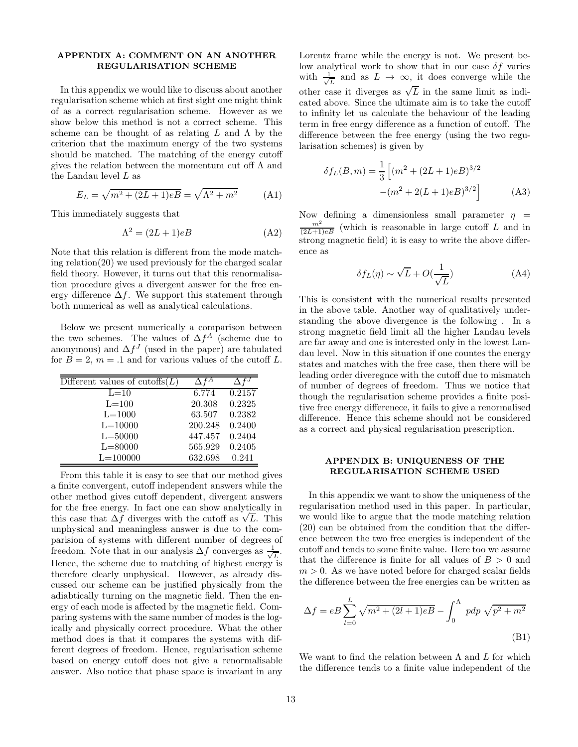## APPENDIX A: COMMENT ON AN ANOTHER REGULARISATION SCHEME

In this appendix we would like to discuss about another regularisation scheme which at first sight one might think of as a correct regularisation scheme. However as we show below this method is not a correct scheme. This scheme can be thought of as relating $L$ and $\Lambda$ by the criterion that the maximum energy of the two systems should be matched. The matching of the energy cutoff gives the relation between the momentum cut off $\Lambda$ and the Landau level $L$ as

$$E_L = \sqrt{m^2 + (2L+1)eB} = \sqrt{\Lambda^2 + m^2} \tag{A1}$$

This immediately suggests that

$$\Lambda^2 = (2L+1)eB \tag{A2}$$

Note that this relation is different from the mode matching relation(20) we used previously for the charged scalar field theory. However, it turns out that this renormalisation procedure gives a divergent answer for the free energy difference $\Delta f$. We support this statement through both numerical as well as analytical calculations.

Below we present numerically a comparison between the two schemes. The values of $\Delta f^A$ (scheme due to anonymous) and $\Delta f^J$ (used in the paper) are tabulated for $B = 2$, $m = .1$ and for various values of the cutoff $L$.

| Different values of cutoffs($L$) | $\Delta f^A$ | $\Delta f^J$ |
|---|---|---|
| L=10 | 6.774 | 0.2157 |
| L=100 | 20.308 | 0.2325 |
| L=1000 | 63.507 | 0.2382 |
| L=10000 | 200.248 | 0.2400 |
| L=50000 | 447.457 | 0.2404 |
| L=80000 | 565.929 | 0.2405 |
| L=100000 | 632.698 | 0.241 |

From this table it is easy to see that our method gives a finite convergent, cutoff independent answers while the other method gives cutoff dependent, divergent answers for the free energy. In fact one can show analytically in this case that $\Delta f$ diverges with the cutoff as $\sqrt{L}$. This unphysical and meaningless answer is due to the comparision of systems with different number of degrees of freedom. Note that in our analysis $\Delta f$ converges as $\frac{1}{\sqrt{L}}$. Hence, the scheme due to matching of highest energy is therefore clearly unphysical. However, as already discussed our scheme can be justified physically from the adiabtically turning on the magnetic field. Then the energy of each mode is affected by the magnetic field. Comparing systems with the same number of modes is the logically and physically correct procedure. What the other method does is that it compares the systems with different degrees of freedom. Hence, regularisation scheme based on energy cutoff does not give a renormalisable answer. Also notice that phase space is invariant in any Lorentz frame while the energy is not. We present below analytical work to show that in our case $\delta f$ varies with $\frac{1}{\sqrt{L}}$ and as $L \to \infty$, it does converge while the other case it diverges as $\sqrt{L}$ in the same limit as indicated above. Since the ultimate aim is to take the cutoff to infinity let us calculate the behaviour of the leading term in free enrgy difference as a function of cutoff. The difference between the free energy (using the two regularisation schemes) is given by

$$\delta f_L(B,m) = \frac{1}{3}\Big[(m^2 + (2L+1)eB)^{3/2} - (m^2 + 2(L+1)eB)^{3/2}\Big] \tag{A3}$$

Now defining a dimensionless small parameter $\eta = \frac{m^2}{(2L+1)eB}$ (which is reasonable in large cutoff $L$ and in strong magnetic field) it is easy to write the above difference as

$$\delta f_L(\eta) \sim \sqrt{L} + O(\frac{1}{\sqrt{L}}) \tag{A4}$$

This is consistent with the numerical results presented in the above table. Another way of qualitatively understanding the above divergence is the following . In a strong magnetic field limit all the higher Landau levels are far away and one is interested only in the lowest Landau level. Now in this situation if one countes the energy states and matches with the free case, then there will be leading order diveregnce with the cutoff due to mismatch of number of degrees of freedom. Thus we notice that though the regularisation scheme provides a finite positive free energy differenece, it fails to give a renormalised difference. Hence this scheme should not be considered as a correct and physical regularisation prescription.

## APPENDIX B: UNIQUENESS OF THE REGULARISATION SCHEME USED

In this appendix we want to show the uniqueness of the regularisation method used in this paper. In particular, we would like to argue that the mode matching relation (20) can be obtained from the condition that the difference between the two free energies is independent of the cutoff and tends to some finite value. Here too we assume that the difference is finite for all values of $B > 0$ and $m > 0$. As we have noted before for charged scalar fields the difference between the free energies can be written as

$$\Delta f = eB\sum_{l=0}^{L}\sqrt{m^2 + (2l+1)eB} - \int_0^{\Lambda} pdp\ \sqrt{p^2 + m^2} \tag{B1}$$

We want to find the relation between $\Lambda$ and $L$ for which the difference tends to a finite value independent of the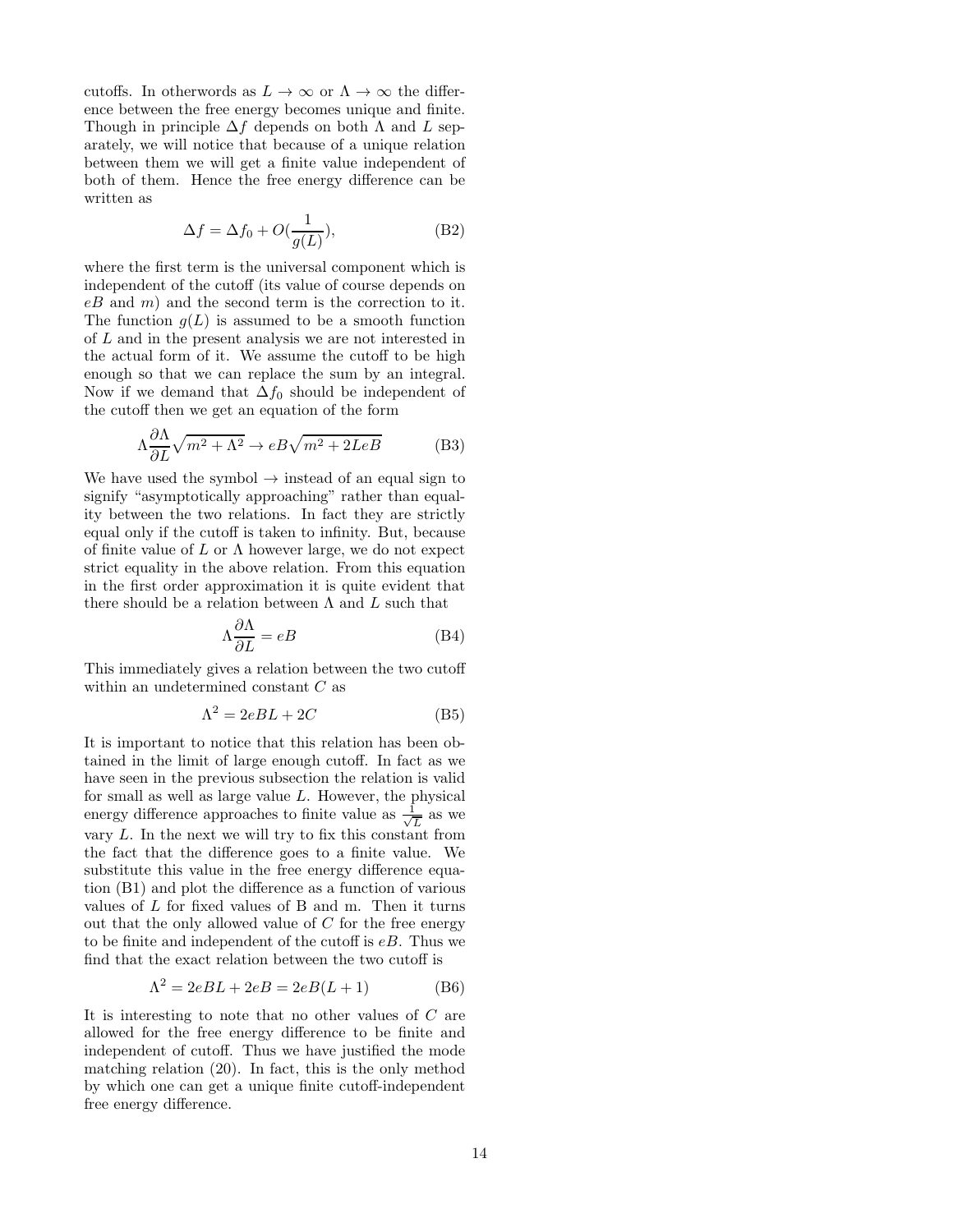cutoffs. In otherwords as $L \to \infty$ or $\Lambda \to \infty$ the difference between the free energy becomes unique and finite. Though in principle $\Delta f$ depends on both $\Lambda$ and $L$ separately, we will notice that because of a unique relation between them we will get a finite value independent of both of them. Hence the free energy difference can be written as

$$\Delta f = \Delta f_0 + O(\frac{1}{g(L)}), \tag{B2}$$

where the first term is the universal component which is independent of the cutoff (its value of course depends on $eB$ and $m$) and the second term is the correction to it. The function $g(L)$ is assumed to be a smooth function of $L$ and in the present analysis we are not interested in the actual form of it. We assume the cutoff to be high enough so that we can replace the sum by an integral. Now if we demand that $\Delta f_0$ should be independent of the cutoff then we get an equation of the form

$$\Lambda \frac{\partial \Lambda}{\partial L} \sqrt{m^2 + \Lambda^2} \to eB\sqrt{m^2 + 2LeB} \tag{B3}$$

We have used the symbol $\to$ instead of an equal sign to signify "asymptotically approaching" rather than equality between the two relations. In fact they are strictly equal only if the cutoff is taken to infinity. But, because of finite value of $L$ or $\Lambda$ however large, we do not expect strict equality in the above relation. From this equation in the first order approximation it is quite evident that there should be a relation between $\Lambda$ and $L$ such that

$$\Lambda \frac{\partial \Lambda}{\partial L} = eB \tag{B4}$$

This immediately gives a relation between the two cutoff within an undetermined constant $C$ as

$$\Lambda^2 = 2eBL + 2C \tag{B5}$$

It is important to notice that this relation has been obtained in the limit of large enough cutoff. In fact as we have seen in the previous subsection the relation is valid for small as well as large value $L$. However, the physical energy difference approaches to finite value as $\frac{1}{\sqrt{L}}$ as we vary $L$. In the next we will try to fix this constant from the fact that the difference goes to a finite value. We substitute this value in the free energy difference equation (B1) and plot the difference as a function of various values of $L$ for fixed values of B and m. Then it turns out that the only allowed value of $C$ for the free energy to be finite and independent of the cutoff is $eB$. Thus we find that the exact relation between the two cutoff is

$$\Lambda^2 = 2eBL + 2eB = 2eB(L + 1) \tag{B6}$$

It is interesting to note that no other values of $C$ are allowed for the free energy difference to be finite and independent of cutoff. Thus we have justified the mode matching relation (20). In fact, this is the only method by which one can get a unique finite cutoff-independent free energy difference.